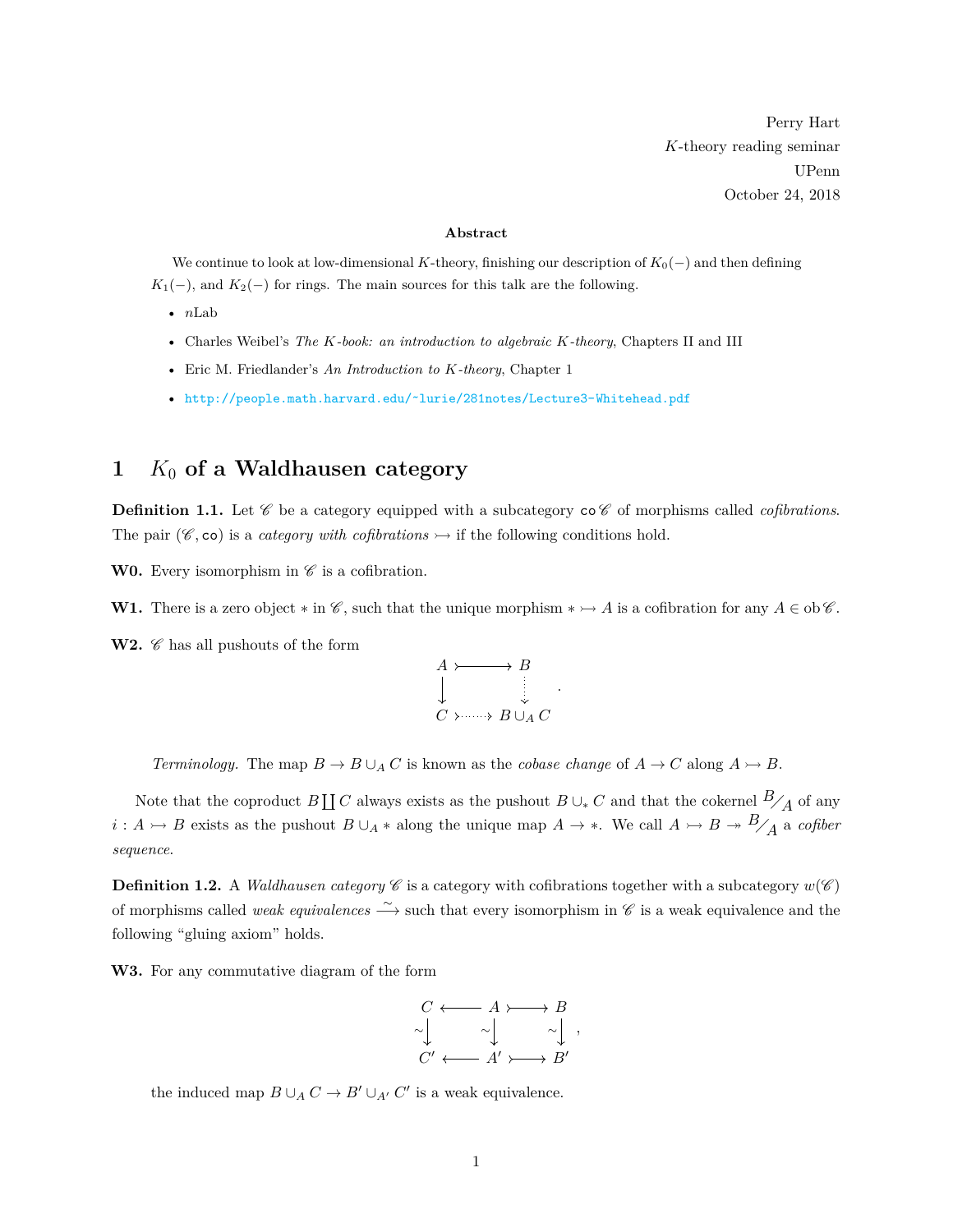Perry Hart
$K$-theory reading seminar
UPenn
October 24, 2018

**Abstract**

We continue to look at low-dimensional $K$-theory, finishing our description of $K_0(-)$ and then defining $K_1(-)$, and $K_2(-)$ for rings. The main sources for this talk are the following.

- *n*Lab
- Charles Weibel's *The K-book: an introduction to algebraic K-theory*, Chapters II and III
- Eric M. Friedlander's *An Introduction to K-theory*, Chapter 1
- http://people.math.harvard.edu/~lurie/281notes/Lecture3-Whitehead.pdf

# 1 $K_0$ of a Waldhausen category

**Definition 1.1.** Let $\mathscr{C}$ be a category equipped with a subcategory $\mathtt{co}\mathscr{C}$ of morphisms called *cofibrations*. The pair $(\mathscr{C}, \mathtt{co})$ is a *category with cofibrations* $\rightarrowtail$ if the following conditions hold.

**W0.** Every isomorphism in $\mathscr{C}$ is a cofibration.

**W1.** There is a zero object $*$ in $\mathscr{C}$, such that the unique morphism $* \rightarrowtail A$ is a cofibration for any $A \in \mathrm{ob}\,\mathscr{C}$.

**W2.** $\mathscr{C}$ has all pushouts of the form

$$\begin{array}{ccc} A & \rightarrowtail & B \\ \downarrow & & \downarrow \\ C & \rightarrowtail & B \cup_A C \end{array}.$$

*Terminology.* The map $B \to B \cup_A C$ is known as the *cobase change* of $A \to C$ along $A \rightarrowtail B$.

Note that the coproduct $B \coprod C$ always exists as the pushout $B \cup_* C$ and that the cokernel $B/A$ of any $i : A \rightarrowtail B$ exists as the pushout $B \cup_A *$ along the unique map $A \to *$. We call $A \rightarrowtail B \twoheadrightarrow B/A$ a *cofiber sequence.*

**Definition 1.2.** A *Waldhausen category* $\mathscr{C}$ is a category with cofibrations together with a subcategory $w(\mathscr{C})$ of morphisms called *weak equivalences* $\xrightarrow{\sim}$ such that every isomorphism in $\mathscr{C}$ is a weak equivalence and the following "gluing axiom" holds.

**W3.** For any commutative diagram of the form

$$\begin{array}{ccccc} C & \longleftarrow & A & \rightarrowtail & B \\ \sim\downarrow & & \sim\downarrow & & \sim\downarrow \\ C' & \longleftarrow & A' & \rightarrowtail & B' \end{array},$$

the induced map $B \cup_A C \to B' \cup_{A'} C'$ is a weak equivalence.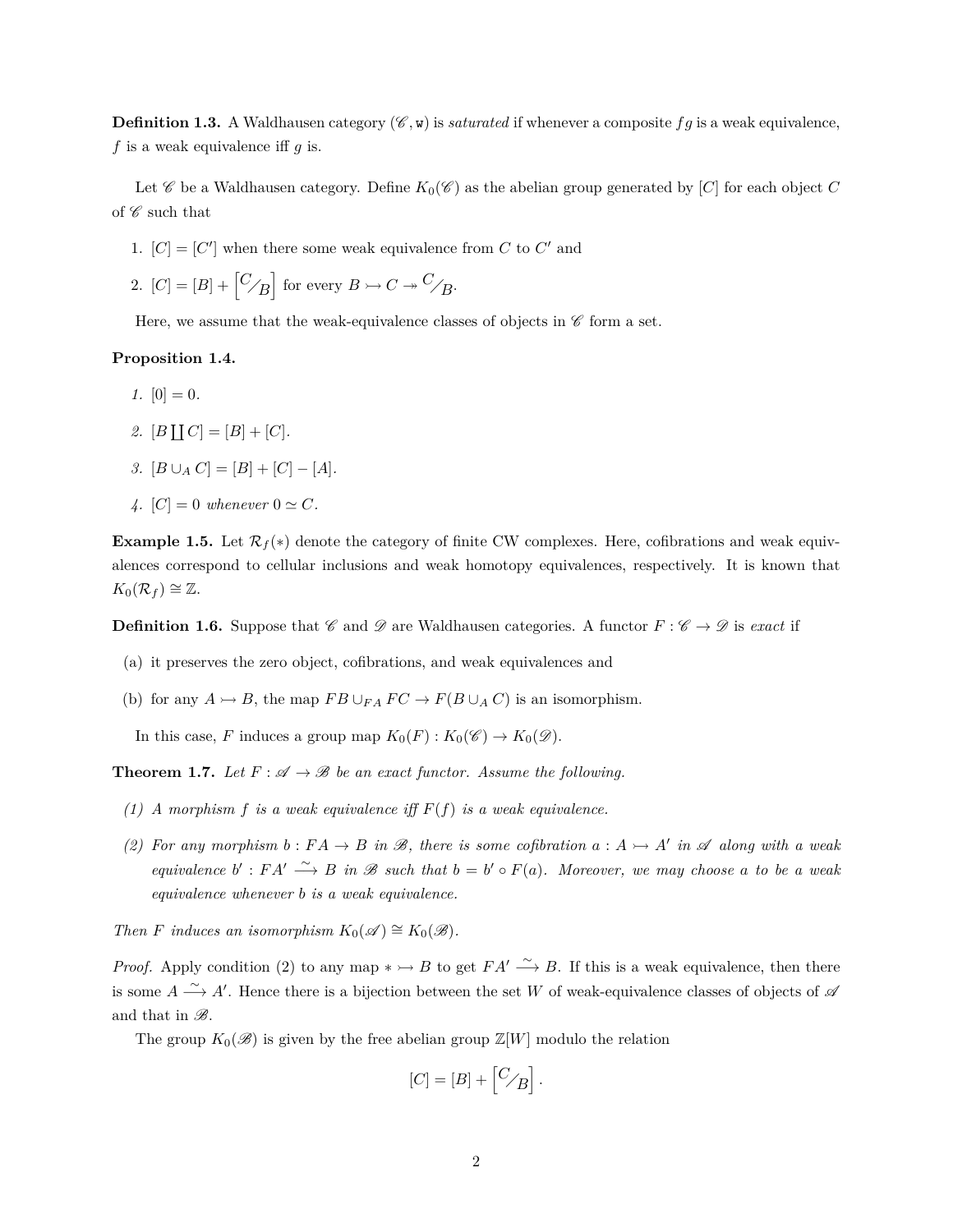**Definition 1.3.** A Waldhausen category $(\mathscr{C}, \mathtt{w})$ is *saturated* if whenever a composite $fg$ is a weak equivalence, $f$ is a weak equivalence iff $g$ is.

Let $\mathscr{C}$ be a Waldhausen category. Define $K_0(\mathscr{C})$ as the abelian group generated by $[C]$ for each object $C$ of $\mathscr{C}$ such that

1. $[C] = [C']$ when there some weak equivalence from $C$ to $C'$ and
2. $[C] = [B] + \left[{}^{C}\!/_{B}\right]$ for every $B \rightarrowtail C \twoheadrightarrow {}^{C}\!/_{B}$.

Here, we assume that the weak-equivalence classes of objects in $\mathscr{C}$ form a set.

**Proposition 1.4.**

1. $[0] = 0$.
2. $[B \coprod C] = [B] + [C]$.
3. $[B \cup_A C] = [B] + [C] - [A]$.
4. $[C] = 0$ *whenever* $0 \simeq C$.

**Example 1.5.** Let $\mathcal{R}_f(*)$ denote the category of finite CW complexes. Here, cofibrations and weak equivalences correspond to cellular inclusions and weak homotopy equivalences, respectively. It is known that $K_0(\mathcal{R}_f) \cong \mathbb{Z}$.

**Definition 1.6.** Suppose that $\mathscr{C}$ and $\mathscr{D}$ are Waldhausen categories. A functor $F : \mathscr{C} \to \mathscr{D}$ is *exact* if

(a) it preserves the zero object, cofibrations, and weak equivalences and

(b) for any $A \rightarrowtail B$, the map $FB \cup_{FA} FC \to F(B \cup_A C)$ is an isomorphism.

In this case, $F$ induces a group map $K_0(F) : K_0(\mathscr{C}) \to K_0(\mathscr{D})$.

**Theorem 1.7.** *Let $F : \mathscr{A} \to \mathscr{B}$ be an exact functor. Assume the following.*

*(1) A morphism $f$ is a weak equivalence iff $F(f)$ is a weak equivalence.*

*(2) For any morphism $b : FA \to B$ in $\mathscr{B}$, there is some cofibration $a : A \rightarrowtail A'$ in $\mathscr{A}$ along with a weak equivalence $b' : FA' \xrightarrow{\sim} B$ in $\mathscr{B}$ such that $b = b' \circ F(a)$. Moreover, we may choose $a$ to be a weak equivalence whenever $b$ is a weak equivalence.*

*Then $F$ induces an isomorphism $K_0(\mathscr{A}) \cong K_0(\mathscr{B})$.*

*Proof.* Apply condition (2) to any map $* \rightarrowtail B$ to get $FA' \xrightarrow{\sim} B$. If this is a weak equivalence, then there is some $A \xrightarrow{\sim} A'$. Hence there is a bijection between the set $W$ of weak-equivalence classes of objects of $\mathscr{A}$ and that in $\mathscr{B}$.

The group $K_0(\mathscr{B})$ is given by the free abelian group $\mathbb{Z}[W]$ modulo the relation

$$[C] = [B] + \left[{}^{C}\!/_{B}\right].$$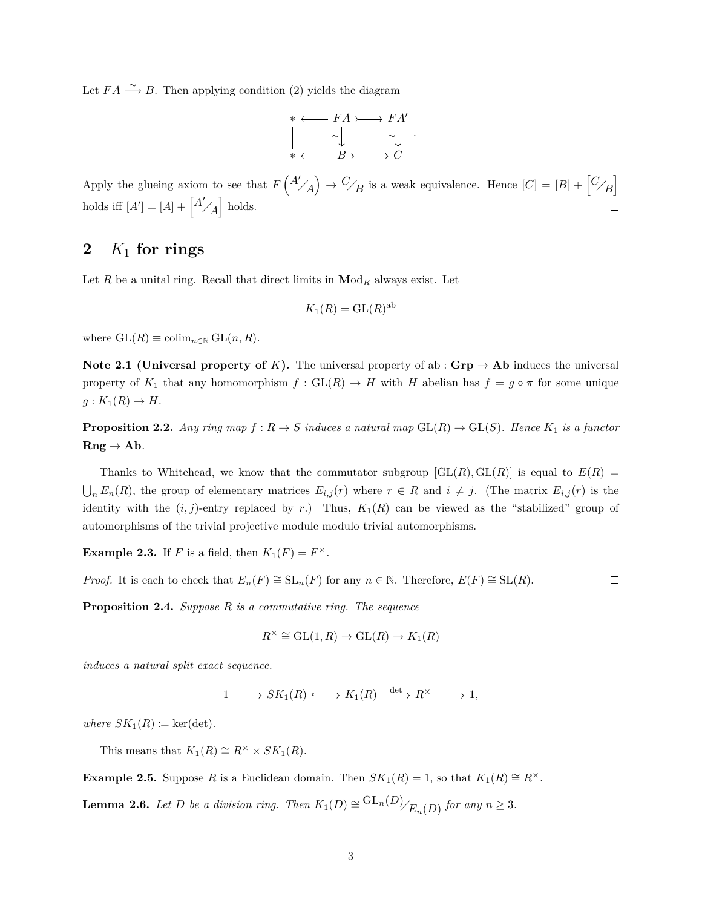Let $FA \xrightarrow{\sim} B$. Then applying condition (2) yields the diagram

$$\begin{array}{ccccc} * & \longleftarrow & FA & \rightarrowtail & FA' \\ \Big| & & \sim\big\downarrow & & \sim\big\downarrow \\ * & \longleftarrow & B & \rightarrowtail & C \end{array}.$$

Apply the glueing axiom to see that $F\left({A'}/{A}\right) \to {C}/{B}$ is a weak equivalence. Hence $[C] = [B] + \left[{C}/{B}\right]$ holds iff $[A'] = [A] + \left[{A'}/{A}\right]$ holds. □

## 2 $K_1$ for rings

Let $R$ be a unital ring. Recall that direct limits in $\mathbf{Mod}_R$ always exist. Let

$$K_1(R) = \mathrm{GL}(R)^{\mathrm{ab}}$$

where $\mathrm{GL}(R) \equiv \mathrm{colim}_{n\in\mathbb{N}} \mathrm{GL}(n, R)$.

**Note 2.1 (Universal property of $K$).** The universal property of $\mathrm{ab} : \mathbf{Grp} \to \mathbf{Ab}$ induces the universal property of $K_1$ that any homomorphism $f : \mathrm{GL}(R) \to H$ with $H$ abelian has $f = g \circ \pi$ for some unique $g : K_1(R) \to H$.

**Proposition 2.2.** *Any ring map $f : R \to S$ induces a natural map $\mathrm{GL}(R) \to \mathrm{GL}(S)$. Hence $K_1$ is a functor* $\mathbf{Rng} \to \mathbf{Ab}$.

Thanks to Whitehead, we know that the commutator subgroup $[\mathrm{GL}(R), \mathrm{GL}(R)]$ is equal to $E(R) = \bigcup_n E_n(R)$, the group of elementary matrices $E_{i,j}(r)$ where $r \in R$ and $i \neq j$. (The matrix $E_{i,j}(r)$ is the identity with the $(i,j)$-entry replaced by $r$.) Thus, $K_1(R)$ can be viewed as the "stabilized" group of automorphisms of the trivial projective module modulo trivial automorphisms.

**Example 2.3.** If $F$ is a field, then $K_1(F) = F^\times$.

*Proof.* It is each to check that $E_n(F) \cong \mathrm{SL}_n(F)$ for any $n \in \mathbb{N}$. Therefore, $E(F) \cong \mathrm{SL}(R)$. □

**Proposition 2.4.** *Suppose $R$ is a commutative ring. The sequence*

$$R^\times \cong \mathrm{GL}(1, R) \to \mathrm{GL}(R) \to K_1(R)$$

*induces a natural split exact sequence.*

$$1 \longrightarrow SK_1(R) \hookrightarrow K_1(R) \xrightarrow{\det} R^\times \longrightarrow 1,$$

*where $SK_1(R) := \ker(\det)$.*

This means that $K_1(R) \cong R^\times \times SK_1(R)$.

**Example 2.5.** Suppose $R$ is a Euclidean domain. Then $SK_1(R) = 1$, so that $K_1(R) \cong R^\times$.

**Lemma 2.6.** *Let $D$ be a division ring. Then $K_1(D) \cong {\mathrm{GL}_n(D)}/{E_n(D)}$ for any $n \geq 3$.*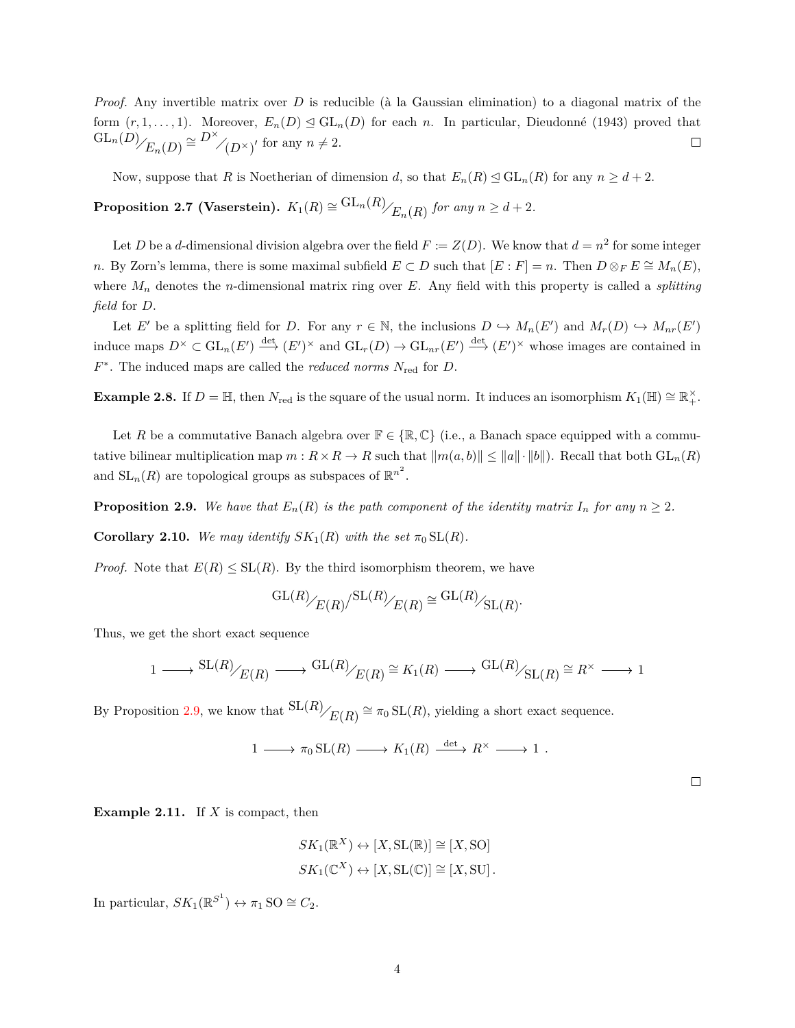*Proof.* Any invertible matrix over $D$ is reducible (à la Gaussian elimination) to a diagonal matrix of the form $(r, 1, \ldots, 1)$. Moreover, $E_n(D) \trianglelefteq \mathrm{GL}_n(D)$ for each $n$. In particular, Dieudonné (1943) proved that $\mathrm{GL}_n(D)/E_n(D) \cong D^\times/(D^\times)'$ for any $n \neq 2$. $\square$

Now, suppose that $R$ is Noetherian of dimension $d$, so that $E_n(R) \trianglelefteq \mathrm{GL}_n(R)$ for any $n \geq d+2$.

**Proposition 2.7 (Vaserstein).** *$K_1(R) \cong \mathrm{GL}_n(R)/E_n(R)$ for any $n \geq d+2$.*

Let $D$ be a $d$-dimensional division algebra over the field $F := Z(D)$. We know that $d = n^2$ for some integer $n$. By Zorn's lemma, there is some maximal subfield $E \subset D$ such that $[E : F] = n$. Then $D \otimes_F E \cong M_n(E)$, where $M_n$ denotes the $n$-dimensional matrix ring over $E$. Any field with this property is called a *splitting field* for $D$.

Let $E'$ be a splitting field for $D$. For any $r \in \mathbb{N}$, the inclusions $D \hookrightarrow M_n(E')$ and $M_r(D) \hookrightarrow M_{nr}(E')$ induce maps $D^\times \subset \mathrm{GL}_n(E') \xrightarrow{\det} (E')^\times$ and $\mathrm{GL}_r(D) \to \mathrm{GL}_{nr}(E') \xrightarrow{\det} (E')^\times$ whose images are contained in $F^*$. The induced maps are called the *reduced norms* $N_{\text{red}}$ for $D$.

**Example 2.8.** If $D = \mathbb{H}$, then $N_{\text{red}}$ is the square of the usual norm. It induces an isomorphism $K_1(\mathbb{H}) \cong \mathbb{R}_+^\times$.

Let $R$ be a commutative Banach algebra over $\mathbb{F} \in \{\mathbb{R}, \mathbb{C}\}$ (i.e., a Banach space equipped with a commutative bilinear multiplication map $m : R \times R \to R$ such that $\|m(a,b)\| \leq \|a\| \cdot \|b\|$). Recall that both $\mathrm{GL}_n(R)$ and $\mathrm{SL}_n(R)$ are topological groups as subspaces of $\mathbb{R}^{n^2}$.

**Proposition 2.9.** *We have that $E_n(R)$ is the path component of the identity matrix $I_n$ for any $n \geq 2$.*

**Corollary 2.10.** *We may identify $SK_1(R)$ with the set $\pi_0 \mathrm{SL}(R)$.*

*Proof.* Note that $E(R) \leq \mathrm{SL}(R)$. By the third isomorphism theorem, we have

$$\left.\mathrm{GL}(R)/E(R)\middle/\mathrm{SL}(R)/E(R)\right. \cong \mathrm{GL}(R)/\mathrm{SL}(R).$$

Thus, we get the short exact sequence

$$1 \longrightarrow \mathrm{SL}(R)/E(R) \longrightarrow \mathrm{GL}(R)/E(R) \cong K_1(R) \longrightarrow \mathrm{GL}(R)/\mathrm{SL}(R) \cong R^\times \longrightarrow 1$$

By Proposition 2.9, we know that $\mathrm{SL}(R)/E(R) \cong \pi_0 \mathrm{SL}(R)$, yielding a short exact sequence.

$$1 \longrightarrow \pi_0 \mathrm{SL}(R) \longrightarrow K_1(R) \xrightarrow{\det} R^\times \longrightarrow 1 \ .$$

$\square$

**Example 2.11.** If $X$ is compact, then

$$SK_1(\mathbb{R}^X) \leftrightarrow [X, \mathrm{SL}(\mathbb{R})] \cong [X, \mathrm{SO}]$$
$$SK_1(\mathbb{C}^X) \leftrightarrow [X, \mathrm{SL}(\mathbb{C})] \cong [X, \mathrm{SU}] \,.$$

In particular, $SK_1(\mathbb{R}^{S^1}) \leftrightarrow \pi_1 \mathrm{SO} \cong C_2$.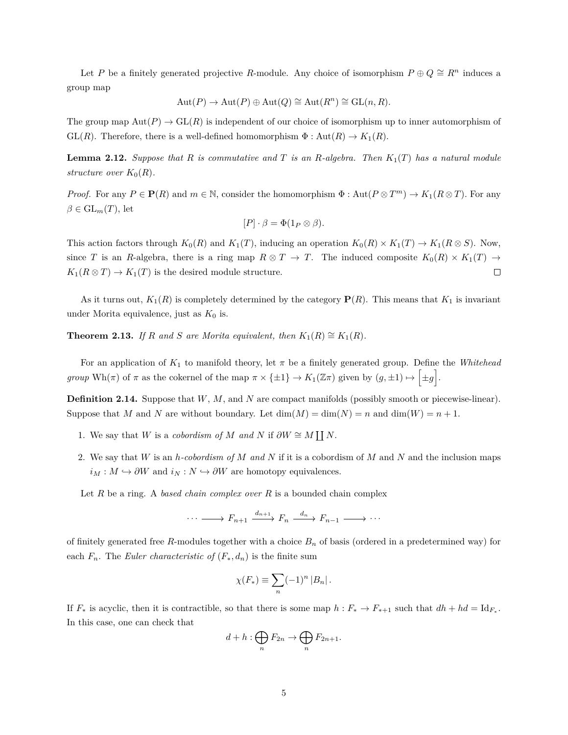Let $P$ be a finitely generated projective $R$-module. Any choice of isomorphism $P \oplus Q \cong R^n$ induces a group map

$$\mathrm{Aut}(P) \to \mathrm{Aut}(P) \oplus \mathrm{Aut}(Q) \cong \mathrm{Aut}(R^n) \cong \mathrm{GL}(n, R).$$

The group map $\mathrm{Aut}(P) \to \mathrm{GL}(R)$ is independent of our choice of isomorphism up to inner automorphism of $\mathrm{GL}(R)$. Therefore, there is a well-defined homomorphism $\Phi : \mathrm{Aut}(R) \to K_1(R)$.

**Lemma 2.12.** *Suppose that $R$ is commutative and $T$ is an $R$-algebra. Then $K_1(T)$ has a natural module structure over $K_0(R)$.*

*Proof.* For any $P \in \mathbf{P}(R)$ and $m \in \mathbb{N}$, consider the homomorphism $\Phi : \mathrm{Aut}(P \otimes T^m) \to K_1(R \otimes T)$. For any $\beta \in \mathrm{GL}_m(T)$, let

$$[P] \cdot \beta = \Phi(1_P \otimes \beta).$$

This action factors through $K_0(R)$ and $K_1(T)$, inducing an operation $K_0(R) \times K_1(T) \to K_1(R \otimes S)$. Now, since $T$ is an $R$-algebra, there is a ring map $R \otimes T \to T$. The induced composite $K_0(R) \times K_1(T) \to K_1(R \otimes T) \to K_1(T)$ is the desired module structure. □

As it turns out, $K_1(R)$ is completely determined by the category $\mathbf{P}(R)$. This means that $K_1$ is invariant under Morita equivalence, just as $K_0$ is.

**Theorem 2.13.** *If $R$ and $S$ are Morita equivalent, then $K_1(R) \cong K_1(R)$.*

For an application of $K_1$ to manifold theory, let $\pi$ be a finitely generated group. Define the *Whitehead group* $\mathrm{Wh}(\pi)$ of $\pi$ as the cokernel of the map $\pi \times \{\pm 1\} \to K_1(\mathbb{Z}\pi)$ given by $(g, \pm 1) \mapsto \left[\pm g\right]$.

**Definition 2.14.** Suppose that $W$, $M$, and $N$ are compact manifolds (possibly smooth or piecewise-linear). Suppose that $M$ and $N$ are without boundary. Let $\dim(M) = \dim(N) = n$ and $\dim(W) = n + 1$.

1. We say that $W$ is a *cobordism of $M$ and $N$* if $\partial W \cong M \coprod N$.

2. We say that $W$ is an *h-cobordism of $M$ and $N$* if it is a cobordism of $M$ and $N$ and the inclusion maps $i_M : M \hookrightarrow \partial W$ and $i_N : N \hookrightarrow \partial W$ are homotopy equivalences.

Let $R$ be a ring. A *based chain complex over $R$* is a bounded chain complex

$$\cdots \longrightarrow F_{n+1} \xrightarrow{d_{n+1}} F_n \xrightarrow{d_n} F_{n-1} \longrightarrow \cdots$$

of finitely generated free $R$-modules together with a choice $B_n$ of basis (ordered in a predetermined way) for each $F_n$. The *Euler characteristic of* $(F_*, d_n)$ is the finite sum

$$\chi(F_*) \equiv \sum_n (-1)^n |B_n|.$$

If $F_*$ is acyclic, then it is contractible, so that there is some map $h : F_* \to F_{*+1}$ such that $dh + hd = \mathrm{Id}_{F_*}$. In this case, one can check that

$$d + h : \bigoplus_n F_{2n} \to \bigoplus_n F_{2n+1}.$$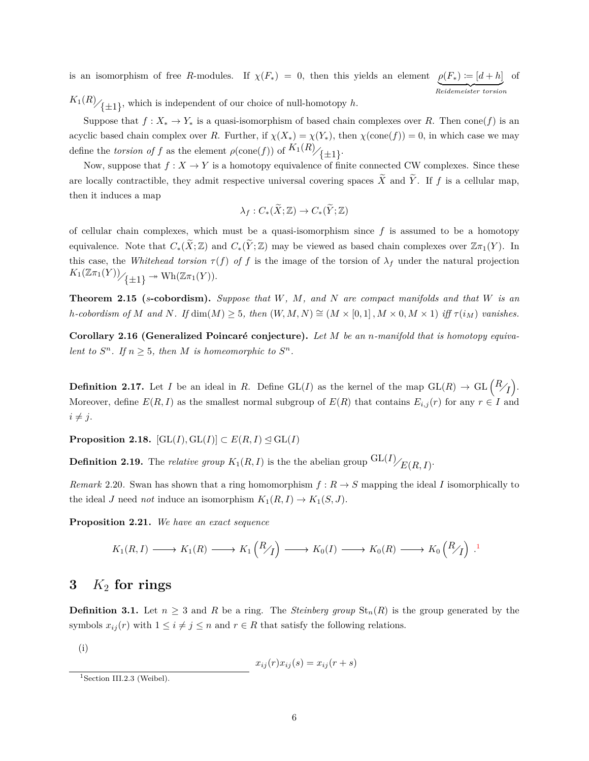is an isomorphism of free $R$-modules. If $\chi(F_*) = 0$, then this yields an element $\underbrace{\rho(F_*) \coloneqq [d+h]}_{\textit{Reidemeister torsion}}$ of $K_1(R)/_{\{\pm 1\}}$, which is independent of our choice of null-homotopy $h$.

Suppose that $f : X_* \to Y_*$ is a quasi-isomorphism of based chain complexes over $R$. Then $\operatorname{cone}(f)$ is an acyclic based chain complex over $R$. Further, if $\chi(X_*) = \chi(Y_*)$, then $\chi(\operatorname{cone}(f)) = 0$, in which case we may define the *torsion of* $f$ as the element $\rho(\operatorname{cone}(f))$ of $K_1(R)/_{\{\pm 1\}}$.

Now, suppose that $f : X \to Y$ is a homotopy equivalence of finite connected CW complexes. Since these are locally contractible, they admit respective universal covering spaces $\widetilde{X}$ and $\widetilde{Y}$. If $f$ is a cellular map, then it induces a map

$$\lambda_f : C_*(\widetilde{X}; \mathbb{Z}) \to C_*(\widetilde{Y}; \mathbb{Z})$$

of cellular chain complexes, which must be a quasi-isomorphism since $f$ is assumed to be a homotopy equivalence. Note that $C_*(\widetilde{X}; \mathbb{Z})$ and $C_*(\widetilde{Y}; \mathbb{Z})$ may be viewed as based chain complexes over $\mathbb{Z}\pi_1(Y)$. In this case, the *Whitehead torsion* $\tau(f)$ *of* $f$ is the image of the torsion of $\lambda_f$ under the natural projection $K_1(\mathbb{Z}\pi_1(Y))/_{\{\pm 1\}} \twoheadrightarrow \operatorname{Wh}(\mathbb{Z}\pi_1(Y))$.

**Theorem 2.15 ($s$-cobordism).** *Suppose that $W$, $M$, and $N$ are compact manifolds and that $W$ is an $h$-cobordism of $M$ and $N$. If $\dim(M) \geq 5$, then $(W, M, N) \cong (M \times [0,1], M \times 0, M \times 1)$ iff $\tau(i_M)$ vanishes.*

**Corollary 2.16 (Generalized Poincaré conjecture).** *Let $M$ be an $n$-manifold that is homotopy equivalent to $S^n$. If $n \geq 5$, then $M$ is homeomorphic to $S^n$.*

**Definition 2.17.** Let $I$ be an ideal in $R$. Define $\operatorname{GL}(I)$ as the kernel of the map $\operatorname{GL}(R) \to \operatorname{GL}\left(R/_I\right)$. Moreover, define $E(R, I)$ as the smallest normal subgroup of $E(R)$ that contains $E_{i,j}(r)$ for any $r \in I$ and $i \neq j$.

**Proposition 2.18.** $[\operatorname{GL}(I), \operatorname{GL}(I)] \subset E(R, I) \trianglelefteq \operatorname{GL}(I)$

**Definition 2.19.** The *relative group* $K_1(R, I)$ is the the abelian group $\operatorname{GL}(I)/_{E(R,I)}$.

*Remark* 2.20. Swan has shown that a ring homomorphism $f : R \to S$ mapping the ideal $I$ isomorphically to the ideal $J$ need *not* induce an isomorphism $K_1(R, I) \to K_1(S, J)$.

**Proposition 2.21.** *We have an exact sequence*

$$K_1(R, I) \longrightarrow K_1(R) \longrightarrow K_1\left(R/_I\right) \longrightarrow K_0(I) \longrightarrow K_0(R) \longrightarrow K_0\left(R/_I\right).$$[1]

## 3 $K_2$ for rings

**Definition 3.1.** Let $n \geq 3$ and $R$ be a ring. The *Steinberg group* $\operatorname{St}_n(R)$ is the group generated by the symbols $x_{ij}(r)$ with $1 \leq i \neq j \leq n$ and $r \in R$ that satisfy the following relations.

(i)

$$x_{ij}(r)x_{ij}(s) = x_{ij}(r+s)$$

[1] Section III.2.3 (Weibel).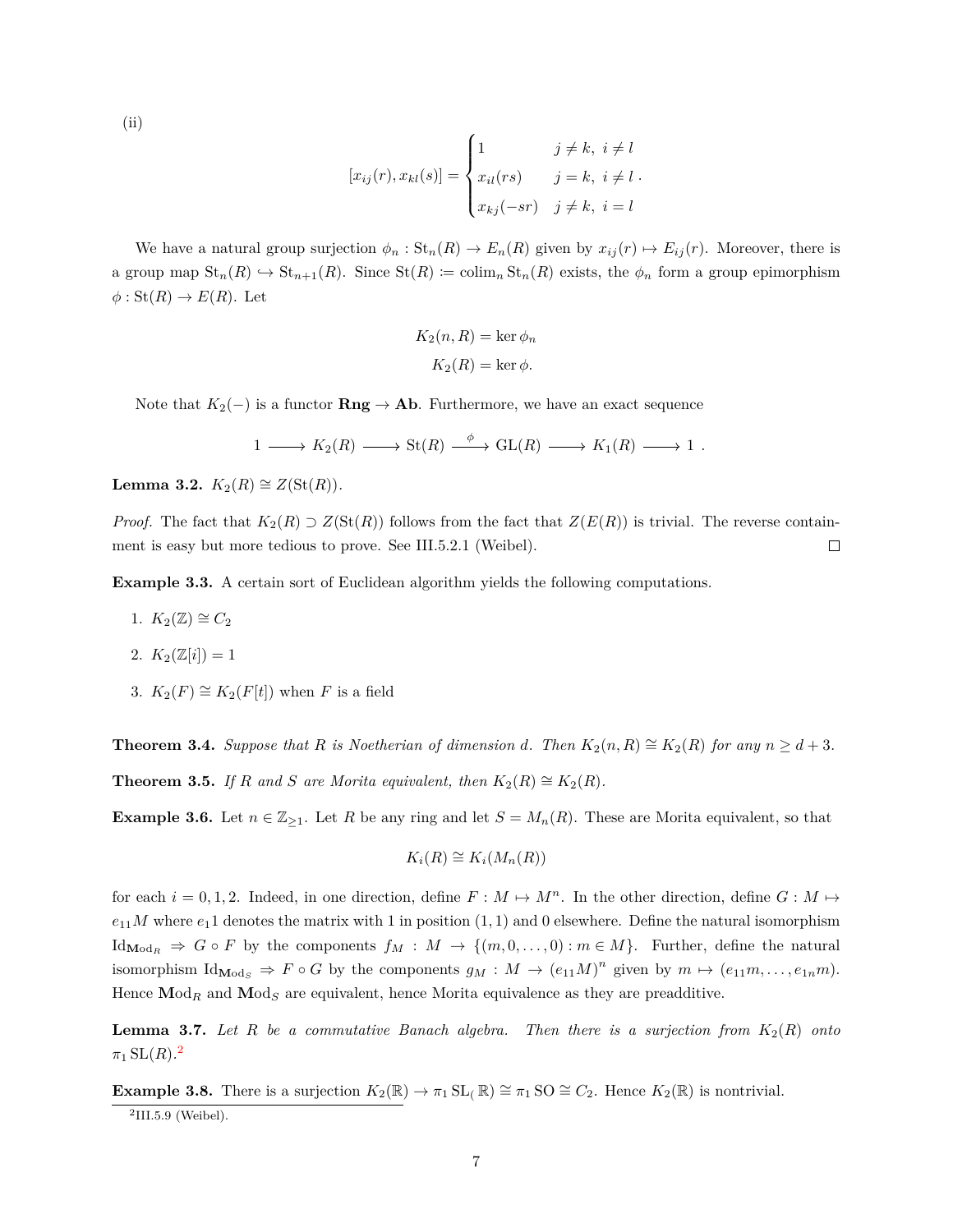(ii)

$$[x_{ij}(r), x_{kl}(s)] = \begin{cases} 1 & j \neq k,\ i \neq l \\ x_{il}(rs) & j = k,\ i \neq l \\ x_{kj}(-sr) & j \neq k,\ i = l \end{cases}.$$

We have a natural group surjection $\phi_n : \mathrm{St}_n(R) \to E_n(R)$ given by $x_{ij}(r) \mapsto E_{ij}(r)$. Moreover, there is a group map $\mathrm{St}_n(R) \hookrightarrow \mathrm{St}_{n+1}(R)$. Since $\mathrm{St}(R) \coloneqq \mathrm{colim}_n\, \mathrm{St}_n(R)$ exists, the $\phi_n$ form a group epimorphism $\phi : \mathrm{St}(R) \to E(R)$. Let

$$K_2(n, R) = \ker \phi_n$$
$$K_2(R) = \ker \phi.$$

Note that $K_2(-)$ is a functor $\mathbf{Rng} \to \mathbf{Ab}$. Furthermore, we have an exact sequence

$$1 \longrightarrow K_2(R) \longrightarrow \mathrm{St}(R) \xrightarrow{\ \phi\ } \mathrm{GL}(R) \longrightarrow K_1(R) \longrightarrow 1\ .$$

**Lemma 3.2.** $K_2(R) \cong Z(\mathrm{St}(R))$.

*Proof.* The fact that $K_2(R) \supset Z(\mathrm{St}(R))$ follows from the fact that $Z(E(R))$ is trivial. The reverse containment is easy but more tedious to prove. See III.5.2.1 (Weibel). □

**Example 3.3.** A certain sort of Euclidean algorithm yields the following computations.

1. $K_2(\mathbb{Z}) \cong C_2$
2. $K_2(\mathbb{Z}[i]) = 1$
3. $K_2(F) \cong K_2(F[t])$ when $F$ is a field

**Theorem 3.4.** *Suppose that $R$ is Noetherian of dimension $d$. Then $K_2(n, R) \cong K_2(R)$ for any $n \geq d+3$.*

**Theorem 3.5.** *If $R$ and $S$ are Morita equivalent, then $K_2(R) \cong K_2(R)$.*

**Example 3.6.** Let $n \in \mathbb{Z}_{\geq 1}$. Let $R$ be any ring and let $S = M_n(R)$. These are Morita equivalent, so that

$$K_i(R) \cong K_i(M_n(R))$$

for each $i = 0, 1, 2$. Indeed, in one direction, define $F : M \mapsto M^n$. In the other direction, define $G : M \mapsto e_{11}M$ where $e_11$ denotes the matrix with 1 in position $(1, 1)$ and 0 elsewhere. Define the natural isomorphism $\mathrm{Id}_{\mathbf{Mod}_R} \Rightarrow G \circ F$ by the components $f_M : M \to \{(m, 0, \ldots, 0) : m \in M\}$. Further, define the natural isomorphism $\mathrm{Id}_{\mathbf{Mod}_S} \Rightarrow F \circ G$ by the components $g_M : M \to (e_{11}M)^n$ given by $m \mapsto (e_{11}m, \ldots, e_{1n}m)$. Hence $\mathbf{Mod}_R$ and $\mathbf{Mod}_S$ are equivalent, hence Morita equivalence as they are preadditive.

**Lemma 3.7.** *Let $R$ be a commutative Banach algebra. Then there is a surjection from $K_2(R)$ onto $\pi_1\, \mathrm{SL}(R)$.*[2]

**Example 3.8.** There is a surjection $K_2(\mathbb{R}) \to \pi_1\, \mathrm{SL}_(\mathbb{R}) \cong \pi_1\, \mathrm{SO} \cong C_2$. Hence $K_2(\mathbb{R})$ is nontrivial.

[2] III.5.9 (Weibel).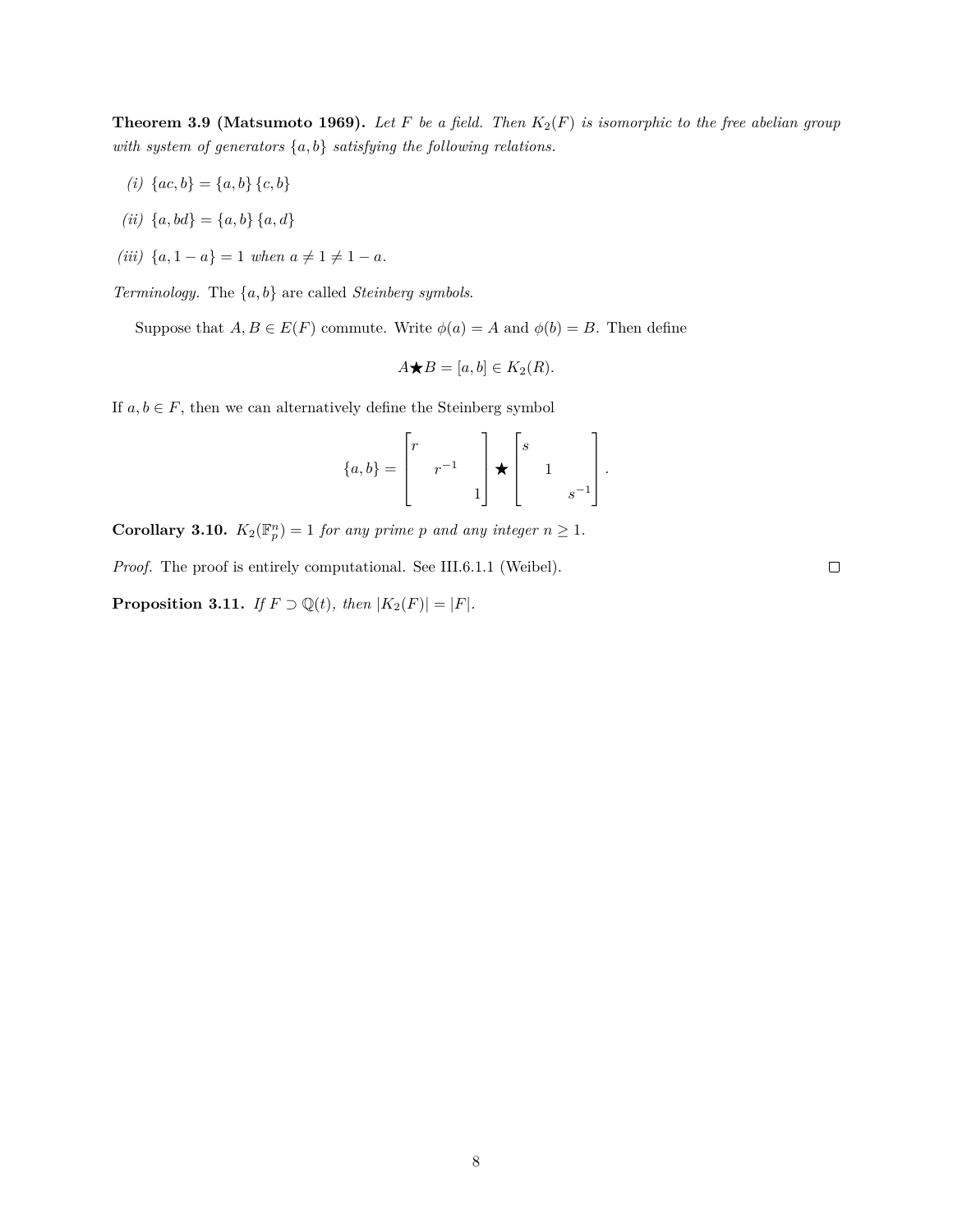**Theorem 3.9 (Matsumoto 1969).** *Let $F$ be a field. Then $K_2(F)$ is isomorphic to the free abelian group with system of generators $\{a, b\}$ satisfying the following relations.*

*(i)* $\{ac, b\} = \{a, b\}\{c, b\}$

*(ii)* $\{a, bd\} = \{a, b\}\{a, d\}$

*(iii)* $\{a, 1-a\} = 1$ *when* $a \neq 1 \neq 1-a$.

*Terminology.* The $\{a, b\}$ are called *Steinberg symbols*.

Suppose that $A, B \in E(F)$ commute. Write $\phi(a) = A$ and $\phi(b) = B$. Then define

$$A \bigstar B = [a, b] \in K_2(R).$$

If $a, b \in F$, then we can alternatively define the Steinberg symbol

$$\{a, b\} = \begin{bmatrix} r & & \\ & r^{-1} & \\ & & 1 \end{bmatrix} \bigstar \begin{bmatrix} s & & \\ & 1 & \\ & & s^{-1} \end{bmatrix}.$$

**Corollary 3.10.** $K_2(\mathbb{F}_p^n) = 1$ *for any prime $p$ and any integer $n \geq 1$.*

*Proof.* The proof is entirely computational. See III.6.1.1 (Weibel). □

**Proposition 3.11.** *If $F \supset \mathbb{Q}(t)$, then $|K_2(F)| = |F|$.*